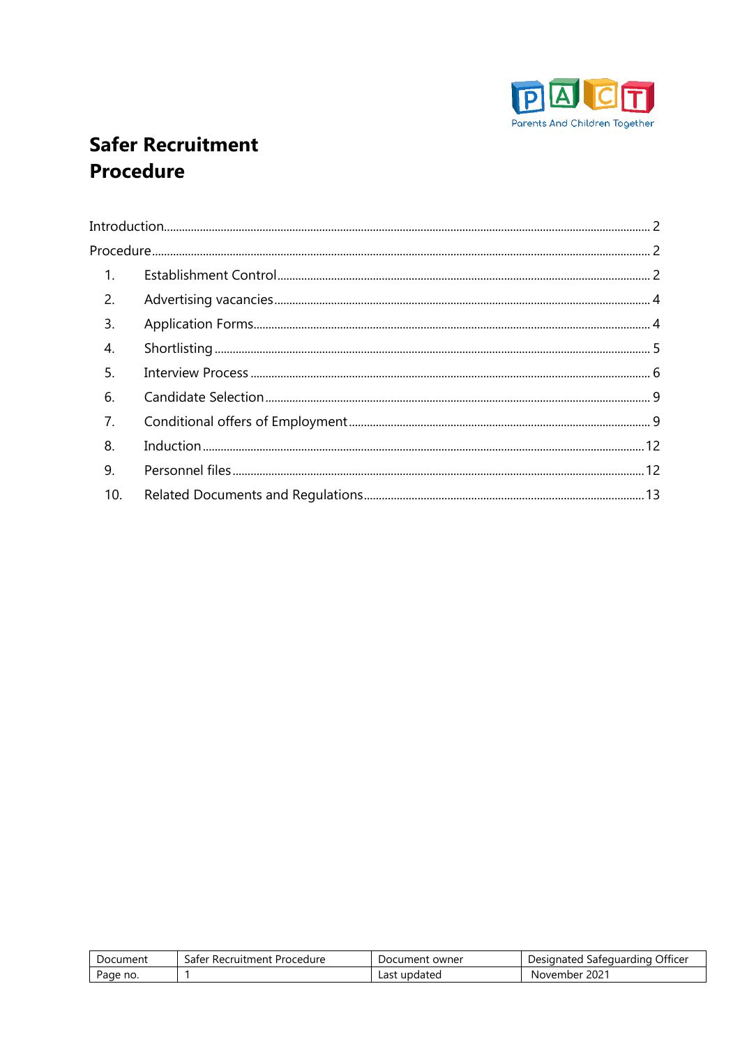# Safer Recruitment Procedure

Introduction.................................................................................................................................. 2

Procedure....................................................................................................................................... 2

1. Establishment Control............................................................................................................ 2
2. Advertising vacancies............................................................................................................ 4
3. Application Forms.................................................................................................................. 4
4. Shortlisting ............................................................................................................................. 5
5. Interview Process ................................................................................................................... 6
6. Candidate Selection ............................................................................................................... 9
7. Conditional offers of Employment ........................................................................................ 9
8. Induction .............................................................................................................................. 12
9. Personnel files ...................................................................................................................... 12
10. Related Documents and Regulations ................................................................................. 13

| Document | Safer Recruitment Procedure | Document owner | Designated Safeguarding Officer |
|---|---|---|---|
| Page no. | 1 | Last updated | November 2021 |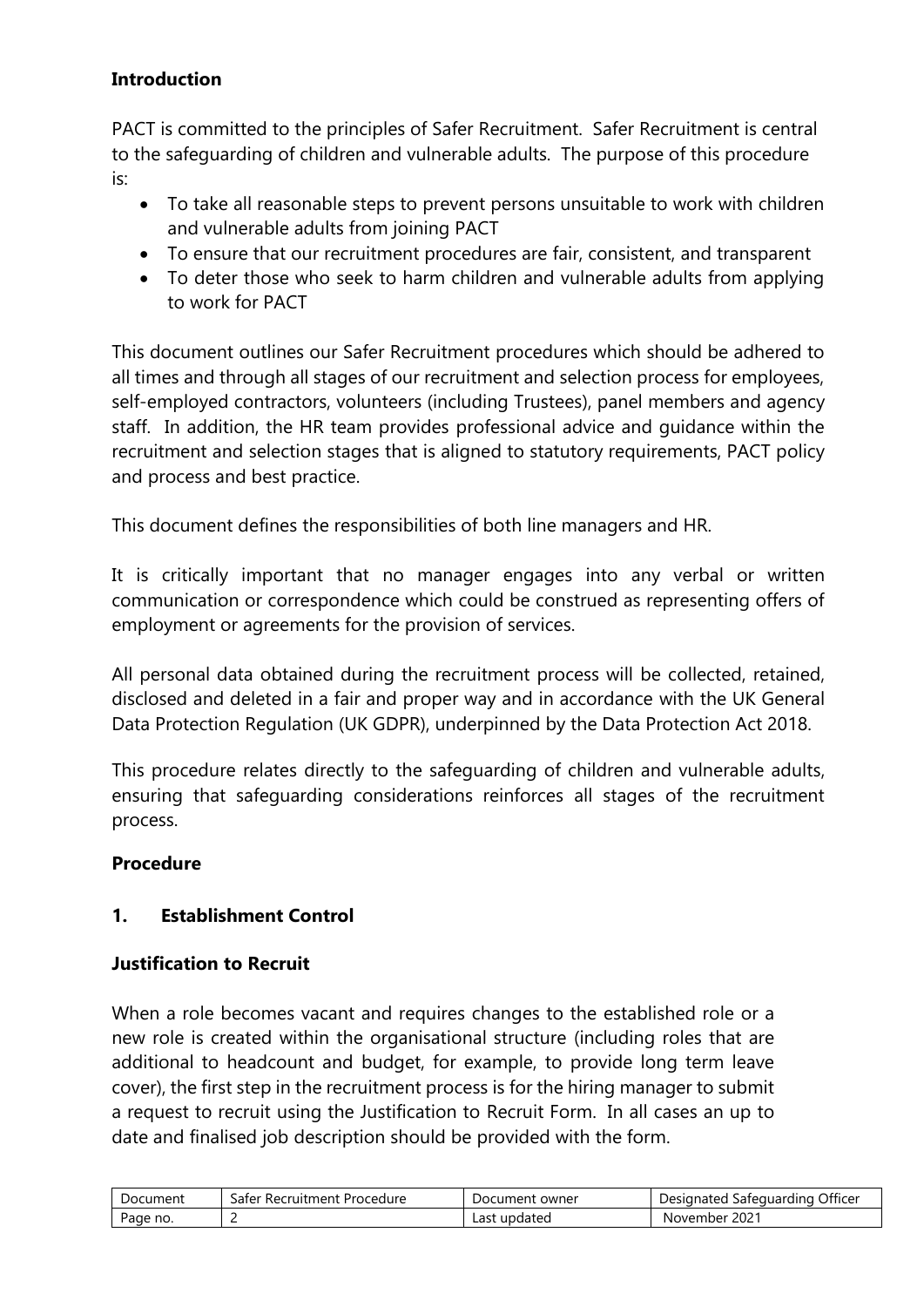**Introduction**

PACT is committed to the principles of Safer Recruitment. Safer Recruitment is central to the safeguarding of children and vulnerable adults. The purpose of this procedure is:

- To take all reasonable steps to prevent persons unsuitable to work with children and vulnerable adults from joining PACT
- To ensure that our recruitment procedures are fair, consistent, and transparent
- To deter those who seek to harm children and vulnerable adults from applying to work for PACT

This document outlines our Safer Recruitment procedures which should be adhered to all times and through all stages of our recruitment and selection process for employees, self-employed contractors, volunteers (including Trustees), panel members and agency staff. In addition, the HR team provides professional advice and guidance within the recruitment and selection stages that is aligned to statutory requirements, PACT policy and process and best practice.

This document defines the responsibilities of both line managers and HR.

It is critically important that no manager engages into any verbal or written communication or correspondence which could be construed as representing offers of employment or agreements for the provision of services.

All personal data obtained during the recruitment process will be collected, retained, disclosed and deleted in a fair and proper way and in accordance with the UK General Data Protection Regulation (UK GDPR), underpinned by the Data Protection Act 2018.

This procedure relates directly to the safeguarding of children and vulnerable adults, ensuring that safeguarding considerations reinforces all stages of the recruitment process.

**Procedure**

## 1. Establishment Control

**Justification to Recruit**

When a role becomes vacant and requires changes to the established role or a new role is created within the organisational structure (including roles that are additional to headcount and budget, for example, to provide long term leave cover), the first step in the recruitment process is for the hiring manager to submit a request to recruit using the Justification to Recruit Form. In all cases an up to date and finalised job description should be provided with the form.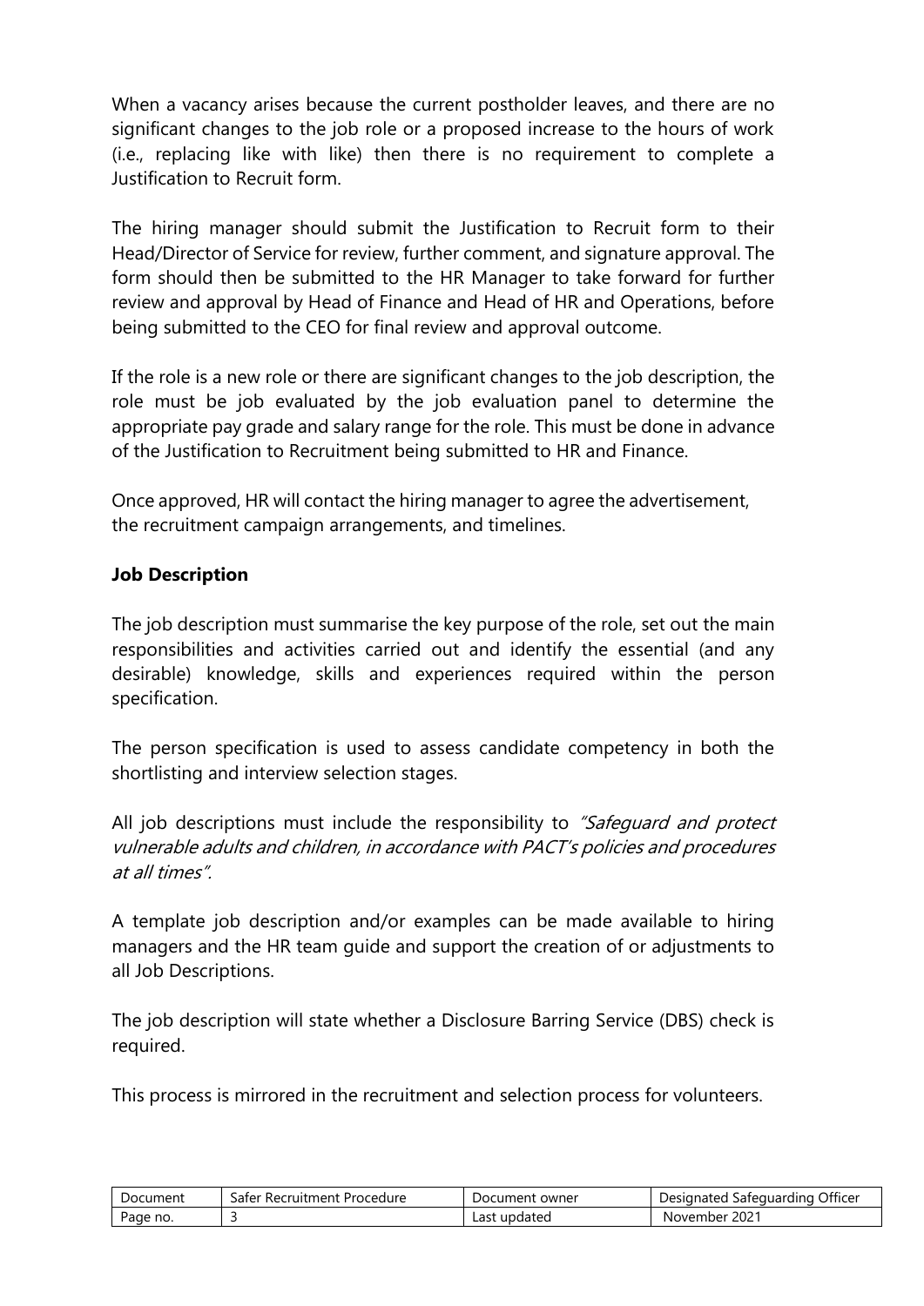When a vacancy arises because the current postholder leaves, and there are no significant changes to the job role or a proposed increase to the hours of work (i.e., replacing like with like) then there is no requirement to complete a Justification to Recruit form.

The hiring manager should submit the Justification to Recruit form to their Head/Director of Service for review, further comment, and signature approval. The form should then be submitted to the HR Manager to take forward for further review and approval by Head of Finance and Head of HR and Operations, before being submitted to the CEO for final review and approval outcome.

If the role is a new role or there are significant changes to the job description, the role must be job evaluated by the job evaluation panel to determine the appropriate pay grade and salary range for the role. This must be done in advance of the Justification to Recruitment being submitted to HR and Finance.

Once approved, HR will contact the hiring manager to agree the advertisement, the recruitment campaign arrangements, and timelines.

**Job Description**

The job description must summarise the key purpose of the role, set out the main responsibilities and activities carried out and identify the essential (and any desirable) knowledge, skills and experiences required within the person specification.

The person specification is used to assess candidate competency in both the shortlisting and interview selection stages.

All job descriptions must include the responsibility to *"Safeguard and protect vulnerable adults and children, in accordance with PACT's policies and procedures at all times".*

A template job description and/or examples can be made available to hiring managers and the HR team guide and support the creation of or adjustments to all Job Descriptions.

The job description will state whether a Disclosure Barring Service (DBS) check is required.

This process is mirrored in the recruitment and selection process for volunteers.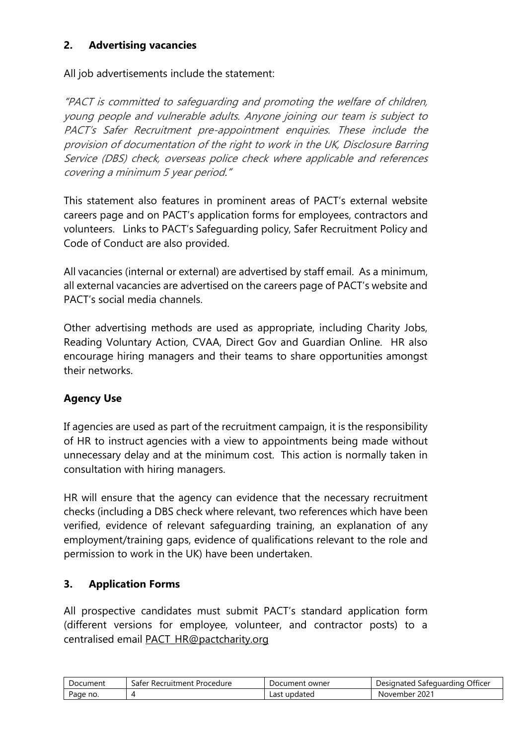## 2. Advertising vacancies

All job advertisements include the statement:

*"PACT is committed to safeguarding and promoting the welfare of children, young people and vulnerable adults. Anyone joining our team is subject to PACT's Safer Recruitment pre-appointment enquiries. These include the provision of documentation of the right to work in the UK, Disclosure Barring Service (DBS) check, overseas police check where applicable and references covering a minimum 5 year period."*

This statement also features in prominent areas of PACT's external website careers page and on PACT's application forms for employees, contractors and volunteers. Links to PACT's Safeguarding policy, Safer Recruitment Policy and Code of Conduct are also provided.

All vacancies (internal or external) are advertised by staff email. As a minimum, all external vacancies are advertised on the careers page of PACT's website and PACT's social media channels.

Other advertising methods are used as appropriate, including Charity Jobs, Reading Voluntary Action, CVAA, Direct Gov and Guardian Online. HR also encourage hiring managers and their teams to share opportunities amongst their networks.

### Agency Use

If agencies are used as part of the recruitment campaign, it is the responsibility of HR to instruct agencies with a view to appointments being made without unnecessary delay and at the minimum cost. This action is normally taken in consultation with hiring managers.

HR will ensure that the agency can evidence that the necessary recruitment checks (including a DBS check where relevant, two references which have been verified, evidence of relevant safeguarding training, an explanation of any employment/training gaps, evidence of qualifications relevant to the role and permission to work in the UK) have been undertaken.

## 3. Application Forms

All prospective candidates must submit PACT's standard application form (different versions for employee, volunteer, and contractor posts) to a centralised email PACT_HR@pactcharity.org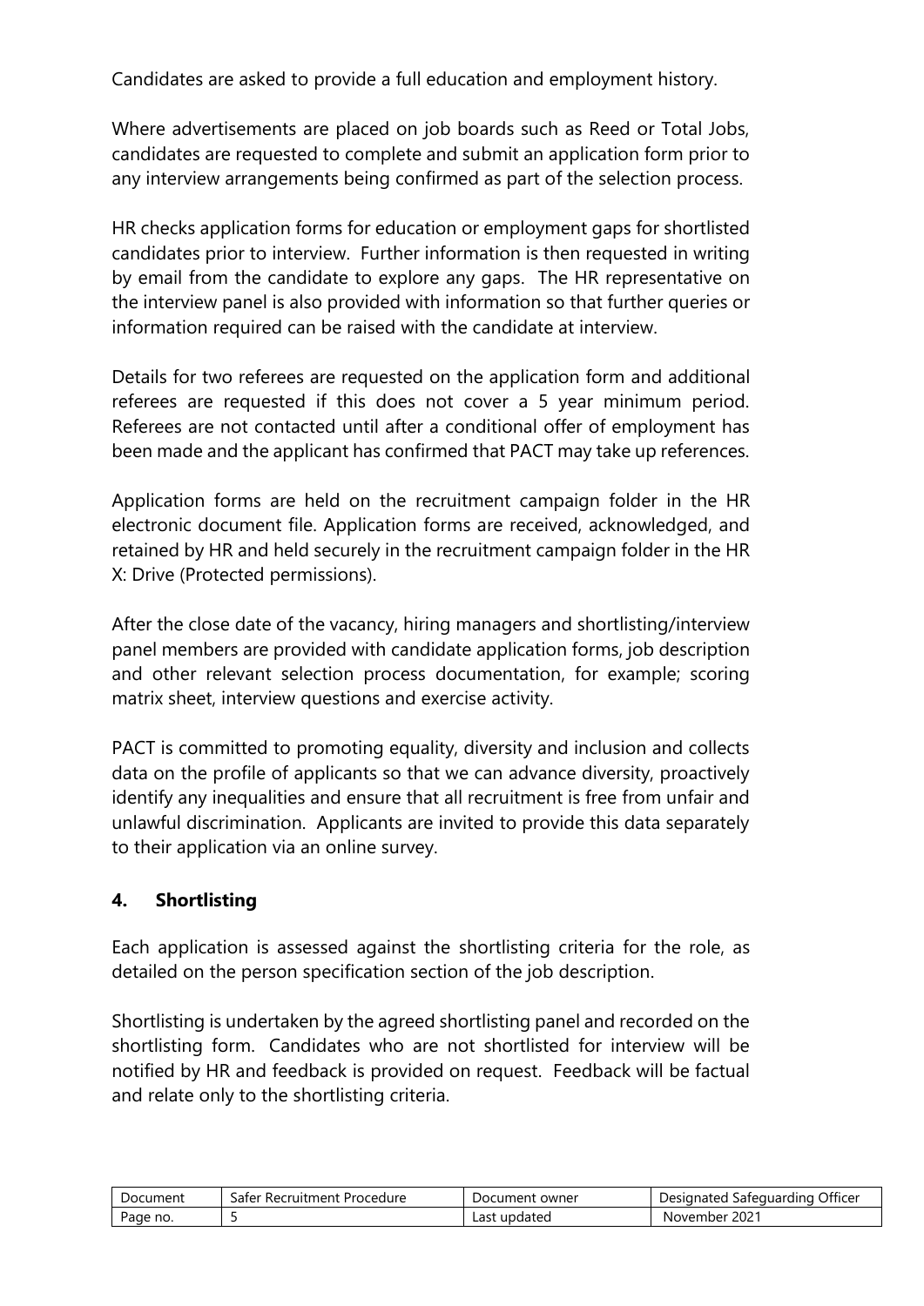Candidates are asked to provide a full education and employment history.

Where advertisements are placed on job boards such as Reed or Total Jobs, candidates are requested to complete and submit an application form prior to any interview arrangements being confirmed as part of the selection process.

HR checks application forms for education or employment gaps for shortlisted candidates prior to interview. Further information is then requested in writing by email from the candidate to explore any gaps. The HR representative on the interview panel is also provided with information so that further queries or information required can be raised with the candidate at interview.

Details for two referees are requested on the application form and additional referees are requested if this does not cover a 5 year minimum period. Referees are not contacted until after a conditional offer of employment has been made and the applicant has confirmed that PACT may take up references.

Application forms are held on the recruitment campaign folder in the HR electronic document file. Application forms are received, acknowledged, and retained by HR and held securely in the recruitment campaign folder in the HR X: Drive (Protected permissions).

After the close date of the vacancy, hiring managers and shortlisting/interview panel members are provided with candidate application forms, job description and other relevant selection process documentation, for example; scoring matrix sheet, interview questions and exercise activity.

PACT is committed to promoting equality, diversity and inclusion and collects data on the profile of applicants so that we can advance diversity, proactively identify any inequalities and ensure that all recruitment is free from unfair and unlawful discrimination. Applicants are invited to provide this data separately to their application via an online survey.

## 4. Shortlisting

Each application is assessed against the shortlisting criteria for the role, as detailed on the person specification section of the job description.

Shortlisting is undertaken by the agreed shortlisting panel and recorded on the shortlisting form. Candidates who are not shortlisted for interview will be notified by HR and feedback is provided on request. Feedback will be factual and relate only to the shortlisting criteria.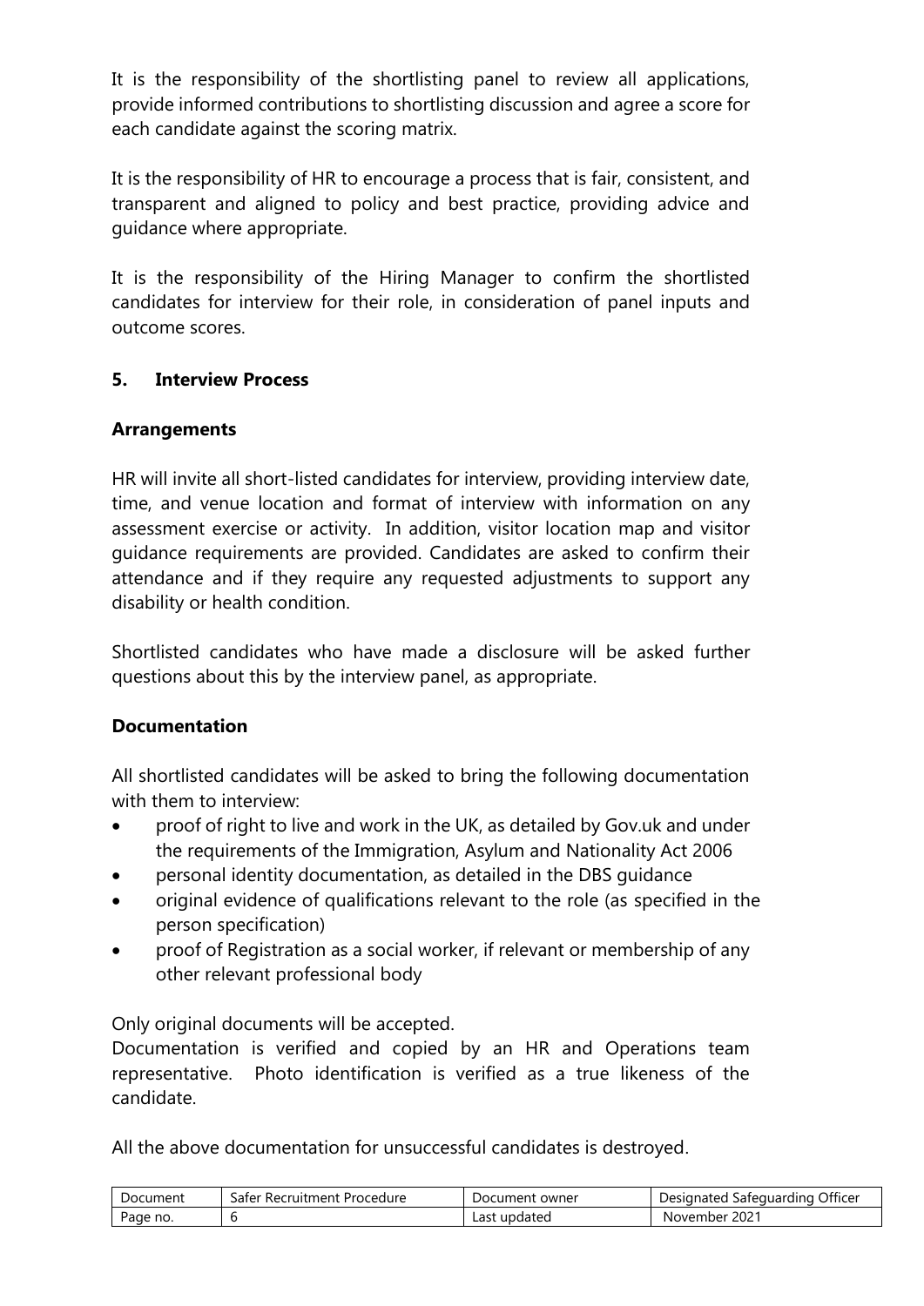It is the responsibility of the shortlisting panel to review all applications, provide informed contributions to shortlisting discussion and agree a score for each candidate against the scoring matrix.

It is the responsibility of HR to encourage a process that is fair, consistent, and transparent and aligned to policy and best practice, providing advice and guidance where appropriate.

It is the responsibility of the Hiring Manager to confirm the shortlisted candidates for interview for their role, in consideration of panel inputs and outcome scores.

## 5. Interview Process

### Arrangements

HR will invite all short-listed candidates for interview, providing interview date, time, and venue location and format of interview with information on any assessment exercise or activity. In addition, visitor location map and visitor guidance requirements are provided. Candidates are asked to confirm their attendance and if they require any requested adjustments to support any disability or health condition.

Shortlisted candidates who have made a disclosure will be asked further questions about this by the interview panel, as appropriate.

### Documentation

All shortlisted candidates will be asked to bring the following documentation with them to interview:

- proof of right to live and work in the UK, as detailed by Gov.uk and under the requirements of the Immigration, Asylum and Nationality Act 2006
- personal identity documentation, as detailed in the DBS guidance
- original evidence of qualifications relevant to the role (as specified in the person specification)
- proof of Registration as a social worker, if relevant or membership of any other relevant professional body

Only original documents will be accepted.
Documentation is verified and copied by an HR and Operations team representative. Photo identification is verified as a true likeness of the candidate.

All the above documentation for unsuccessful candidates is destroyed.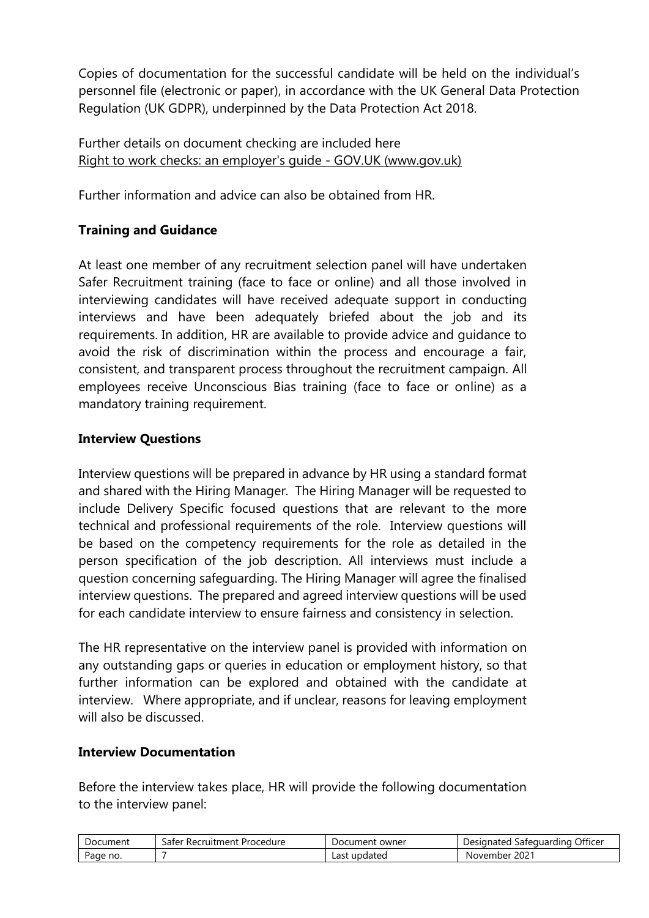Copies of documentation for the successful candidate will be held on the individual's personnel file (electronic or paper), in accordance with the UK General Data Protection Regulation (UK GDPR), underpinned by the Data Protection Act 2018.

Further details on document checking are included here
Right to work checks: an employer's guide - GOV.UK (www.gov.uk)

Further information and advice can also be obtained from HR.

**Training and Guidance**

At least one member of any recruitment selection panel will have undertaken Safer Recruitment training (face to face or online) and all those involved in interviewing candidates will have received adequate support in conducting interviews and have been adequately briefed about the job and its requirements. In addition, HR are available to provide advice and guidance to avoid the risk of discrimination within the process and encourage a fair, consistent, and transparent process throughout the recruitment campaign. All employees receive Unconscious Bias training (face to face or online) as a mandatory training requirement.

**Interview Questions**

Interview questions will be prepared in advance by HR using a standard format and shared with the Hiring Manager. The Hiring Manager will be requested to include Delivery Specific focused questions that are relevant to the more technical and professional requirements of the role. Interview questions will be based on the competency requirements for the role as detailed in the person specification of the job description. All interviews must include a question concerning safeguarding. The Hiring Manager will agree the finalised interview questions. The prepared and agreed interview questions will be used for each candidate interview to ensure fairness and consistency in selection.

The HR representative on the interview panel is provided with information on any outstanding gaps or queries in education or employment history, so that further information can be explored and obtained with the candidate at interview. Where appropriate, and if unclear, reasons for leaving employment will also be discussed.

**Interview Documentation**

Before the interview takes place, HR will provide the following documentation to the interview panel: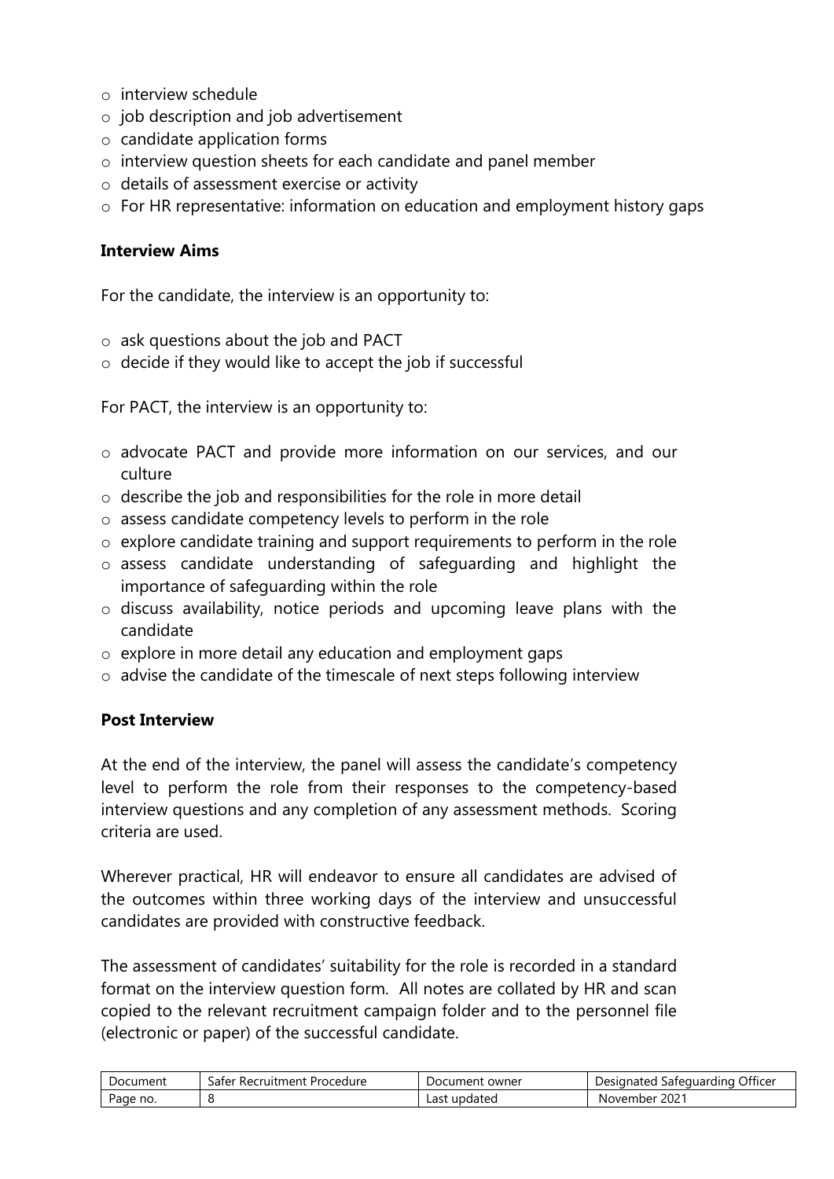- interview schedule
- job description and job advertisement
- candidate application forms
- interview question sheets for each candidate and panel member
- details of assessment exercise or activity
- For HR representative: information on education and employment history gaps

**Interview Aims**

For the candidate, the interview is an opportunity to:

- ask questions about the job and PACT
- decide if they would like to accept the job if successful

For PACT, the interview is an opportunity to:

- advocate PACT and provide more information on our services, and our culture
- describe the job and responsibilities for the role in more detail
- assess candidate competency levels to perform in the role
- explore candidate training and support requirements to perform in the role
- assess candidate understanding of safeguarding and highlight the importance of safeguarding within the role
- discuss availability, notice periods and upcoming leave plans with the candidate
- explore in more detail any education and employment gaps
- advise the candidate of the timescale of next steps following interview

**Post Interview**

At the end of the interview, the panel will assess the candidate's competency level to perform the role from their responses to the competency-based interview questions and any completion of any assessment methods. Scoring criteria are used.

Wherever practical, HR will endeavor to ensure all candidates are advised of the outcomes within three working days of the interview and unsuccessful candidates are provided with constructive feedback.

The assessment of candidates' suitability for the role is recorded in a standard format on the interview question form. All notes are collated by HR and scan copied to the relevant recruitment campaign folder and to the personnel file (electronic or paper) of the successful candidate.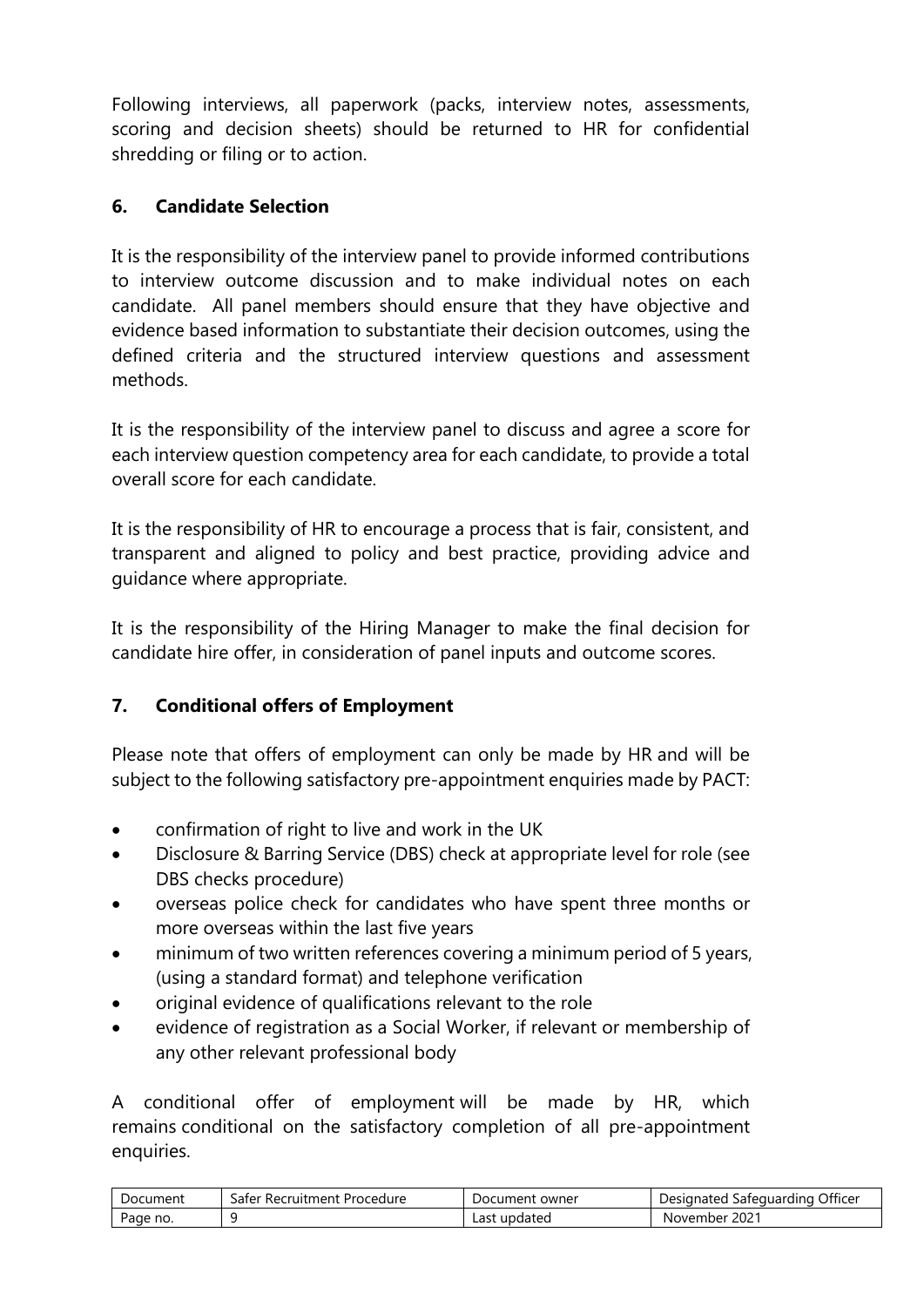Following interviews, all paperwork (packs, interview notes, assessments, scoring and decision sheets) should be returned to HR for confidential shredding or filing or to action.

## 6. Candidate Selection

It is the responsibility of the interview panel to provide informed contributions to interview outcome discussion and to make individual notes on each candidate. All panel members should ensure that they have objective and evidence based information to substantiate their decision outcomes, using the defined criteria and the structured interview questions and assessment methods.

It is the responsibility of the interview panel to discuss and agree a score for each interview question competency area for each candidate, to provide a total overall score for each candidate.

It is the responsibility of HR to encourage a process that is fair, consistent, and transparent and aligned to policy and best practice, providing advice and guidance where appropriate.

It is the responsibility of the Hiring Manager to make the final decision for candidate hire offer, in consideration of panel inputs and outcome scores.

## 7. Conditional offers of Employment

Please note that offers of employment can only be made by HR and will be subject to the following satisfactory pre-appointment enquiries made by PACT:

- confirmation of right to live and work in the UK
- Disclosure & Barring Service (DBS) check at appropriate level for role (see DBS checks procedure)
- overseas police check for candidates who have spent three months or more overseas within the last five years
- minimum of two written references covering a minimum period of 5 years, (using a standard format) and telephone verification
- original evidence of qualifications relevant to the role
- evidence of registration as a Social Worker, if relevant or membership of any other relevant professional body

A conditional offer of employment will be made by HR, which remains conditional on the satisfactory completion of all pre-appointment enquiries.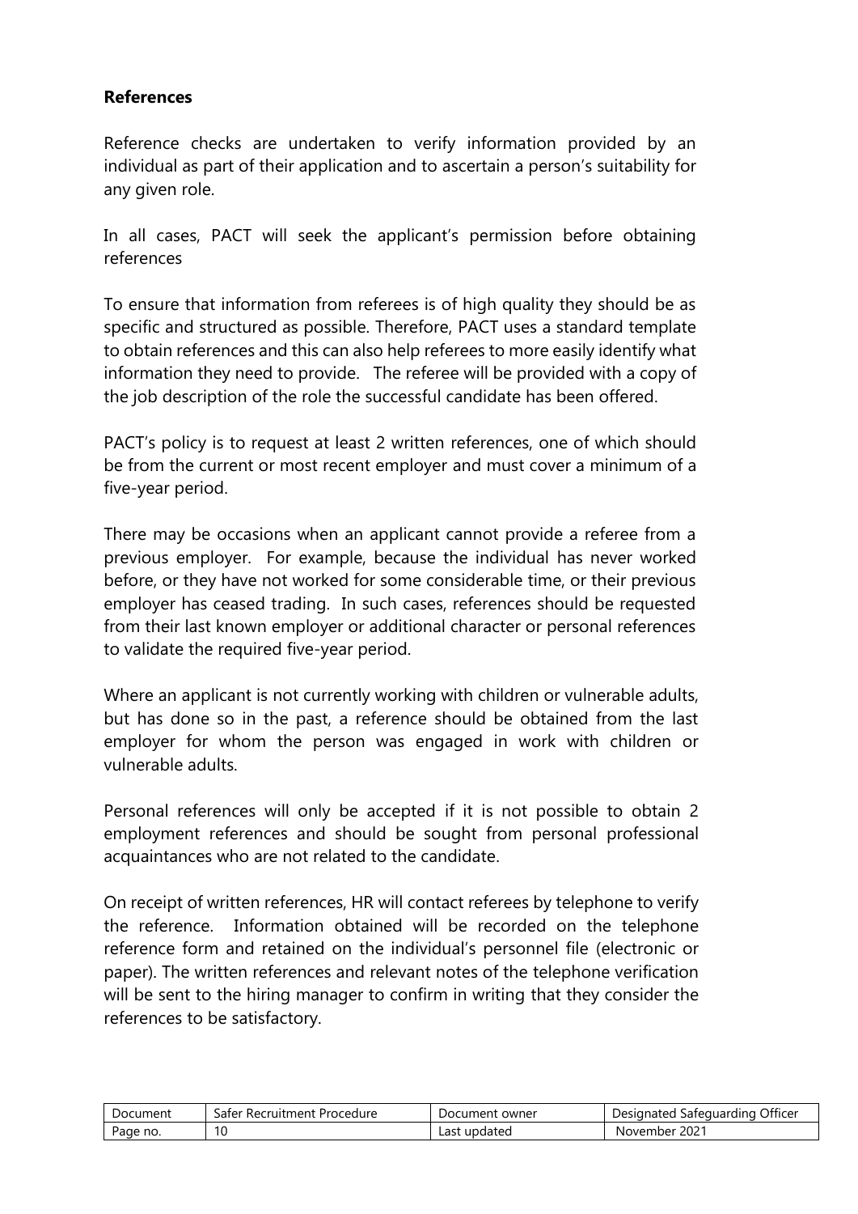**References**

Reference checks are undertaken to verify information provided by an individual as part of their application and to ascertain a person's suitability for any given role.

In all cases, PACT will seek the applicant's permission before obtaining references

To ensure that information from referees is of high quality they should be as specific and structured as possible. Therefore, PACT uses a standard template to obtain references and this can also help referees to more easily identify what information they need to provide. The referee will be provided with a copy of the job description of the role the successful candidate has been offered.

PACT's policy is to request at least 2 written references, one of which should be from the current or most recent employer and must cover a minimum of a five-year period.

There may be occasions when an applicant cannot provide a referee from a previous employer. For example, because the individual has never worked before, or they have not worked for some considerable time, or their previous employer has ceased trading. In such cases, references should be requested from their last known employer or additional character or personal references to validate the required five-year period.

Where an applicant is not currently working with children or vulnerable adults, but has done so in the past, a reference should be obtained from the last employer for whom the person was engaged in work with children or vulnerable adults.

Personal references will only be accepted if it is not possible to obtain 2 employment references and should be sought from personal professional acquaintances who are not related to the candidate.

On receipt of written references, HR will contact referees by telephone to verify the reference. Information obtained will be recorded on the telephone reference form and retained on the individual's personnel file (electronic or paper). The written references and relevant notes of the telephone verification will be sent to the hiring manager to confirm in writing that they consider the references to be satisfactory.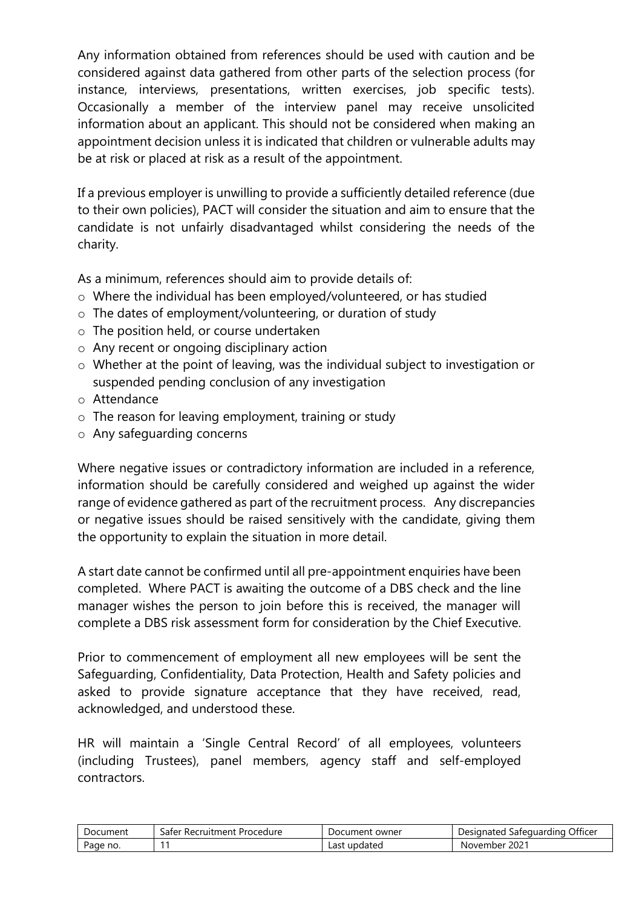Any information obtained from references should be used with caution and be considered against data gathered from other parts of the selection process (for instance, interviews, presentations, written exercises, job specific tests). Occasionally a member of the interview panel may receive unsolicited information about an applicant. This should not be considered when making an appointment decision unless it is indicated that children or vulnerable adults may be at risk or placed at risk as a result of the appointment.

If a previous employer is unwilling to provide a sufficiently detailed reference (due to their own policies), PACT will consider the situation and aim to ensure that the candidate is not unfairly disadvantaged whilst considering the needs of the charity.

As a minimum, references should aim to provide details of:

- Where the individual has been employed/volunteered, or has studied
- The dates of employment/volunteering, or duration of study
- The position held, or course undertaken
- Any recent or ongoing disciplinary action
- Whether at the point of leaving, was the individual subject to investigation or suspended pending conclusion of any investigation
- Attendance
- The reason for leaving employment, training or study
- Any safeguarding concerns

Where negative issues or contradictory information are included in a reference, information should be carefully considered and weighed up against the wider range of evidence gathered as part of the recruitment process. Any discrepancies or negative issues should be raised sensitively with the candidate, giving them the opportunity to explain the situation in more detail.

A start date cannot be confirmed until all pre-appointment enquiries have been completed. Where PACT is awaiting the outcome of a DBS check and the line manager wishes the person to join before this is received, the manager will complete a DBS risk assessment form for consideration by the Chief Executive.

Prior to commencement of employment all new employees will be sent the Safeguarding, Confidentiality, Data Protection, Health and Safety policies and asked to provide signature acceptance that they have received, read, acknowledged, and understood these.

HR will maintain a 'Single Central Record' of all employees, volunteers (including Trustees), panel members, agency staff and self-employed contractors.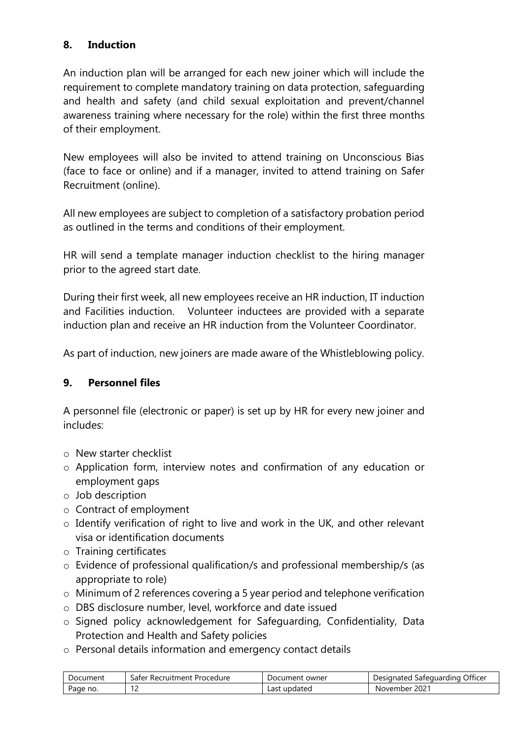## 8. Induction

An induction plan will be arranged for each new joiner which will include the requirement to complete mandatory training on data protection, safeguarding and health and safety (and child sexual exploitation and prevent/channel awareness training where necessary for the role) within the first three months of their employment.

New employees will also be invited to attend training on Unconscious Bias (face to face or online) and if a manager, invited to attend training on Safer Recruitment (online).

All new employees are subject to completion of a satisfactory probation period as outlined in the terms and conditions of their employment.

HR will send a template manager induction checklist to the hiring manager prior to the agreed start date.

During their first week, all new employees receive an HR induction, IT induction and Facilities induction. Volunteer inductees are provided with a separate induction plan and receive an HR induction from the Volunteer Coordinator.

As part of induction, new joiners are made aware of the Whistleblowing policy.

## 9. Personnel files

A personnel file (electronic or paper) is set up by HR for every new joiner and includes:

- New starter checklist
- Application form, interview notes and confirmation of any education or employment gaps
- Job description
- Contract of employment
- Identify verification of right to live and work in the UK, and other relevant visa or identification documents
- Training certificates
- Evidence of professional qualification/s and professional membership/s (as appropriate to role)
- Minimum of 2 references covering a 5 year period and telephone verification
- DBS disclosure number, level, workforce and date issued
- Signed policy acknowledgement for Safeguarding, Confidentiality, Data Protection and Health and Safety policies
- Personal details information and emergency contact details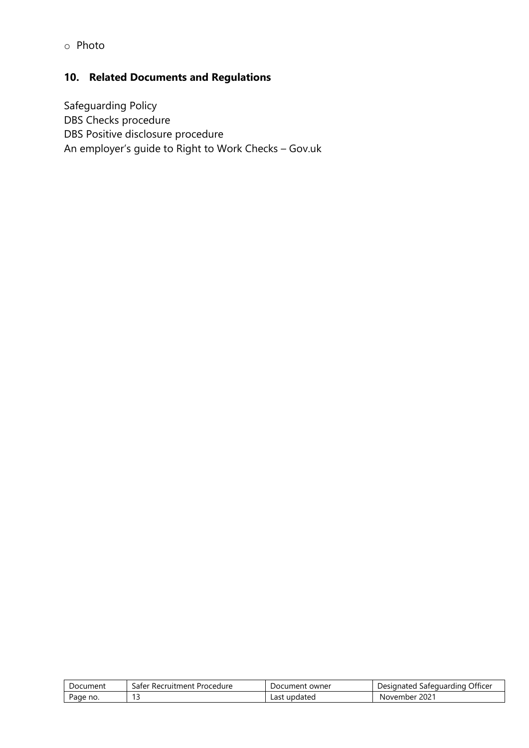- Photo

## 10. Related Documents and Regulations

Safeguarding Policy
DBS Checks procedure
DBS Positive disclosure procedure
An employer's guide to Right to Work Checks – Gov.uk